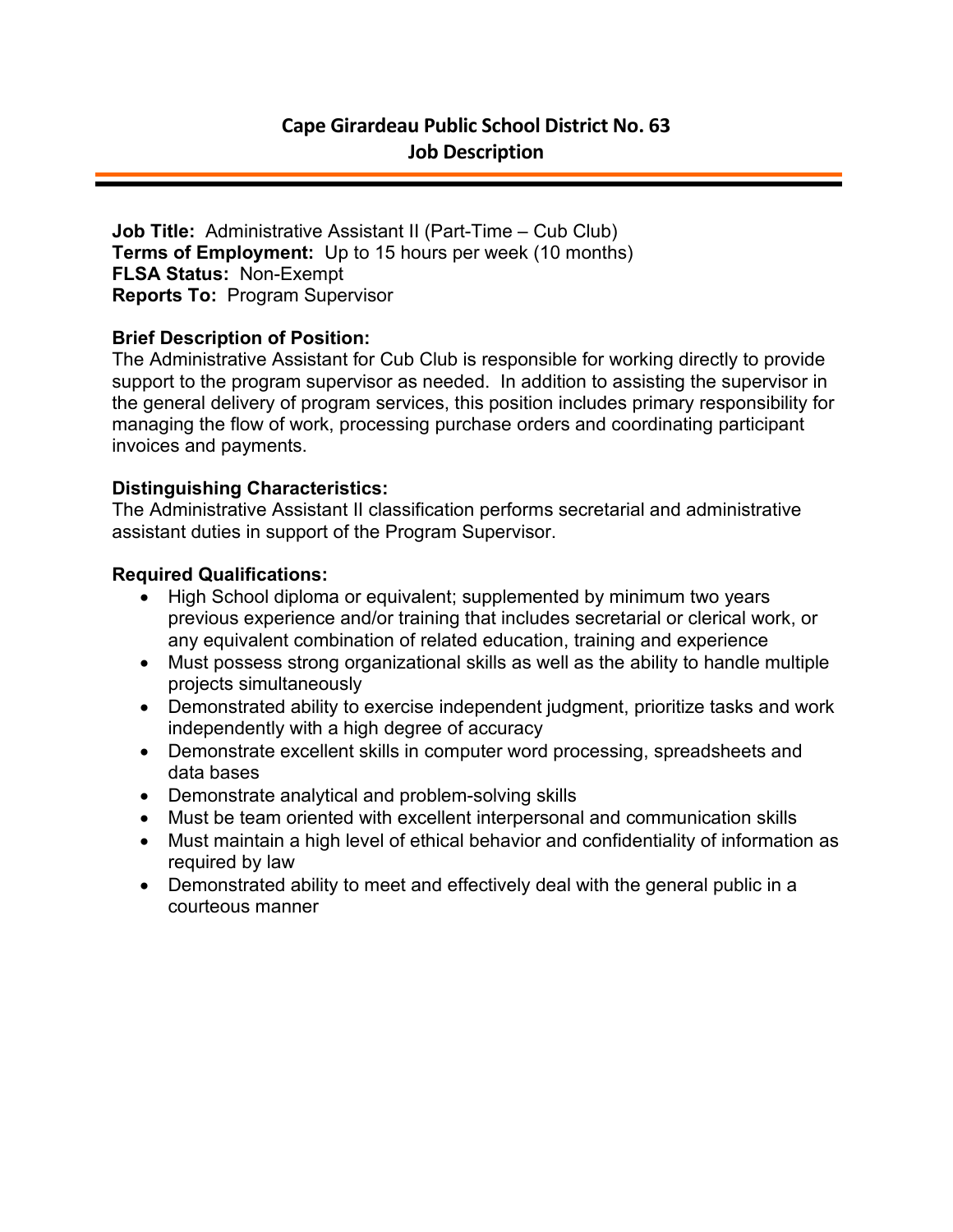# Cape Girardeau Public School District No. 63
## Job Description

**Job Title:** Administrative Assistant II (Part-Time – Cub Club)
**Terms of Employment:** Up to 15 hours per week (10 months)
**FLSA Status:** Non-Exempt
**Reports To:** Program Supervisor

**Brief Description of Position:**
The Administrative Assistant for Cub Club is responsible for working directly to provide support to the program supervisor as needed. In addition to assisting the supervisor in the general delivery of program services, this position includes primary responsibility for managing the flow of work, processing purchase orders and coordinating participant invoices and payments.

**Distinguishing Characteristics:**
The Administrative Assistant II classification performs secretarial and administrative assistant duties in support of the Program Supervisor.

**Required Qualifications:**

- High School diploma or equivalent; supplemented by minimum two years previous experience and/or training that includes secretarial or clerical work, or any equivalent combination of related education, training and experience
- Must possess strong organizational skills as well as the ability to handle multiple projects simultaneously
- Demonstrated ability to exercise independent judgment, prioritize tasks and work independently with a high degree of accuracy
- Demonstrate excellent skills in computer word processing, spreadsheets and data bases
- Demonstrate analytical and problem-solving skills
- Must be team oriented with excellent interpersonal and communication skills
- Must maintain a high level of ethical behavior and confidentiality of information as required by law
- Demonstrated ability to meet and effectively deal with the general public in a courteous manner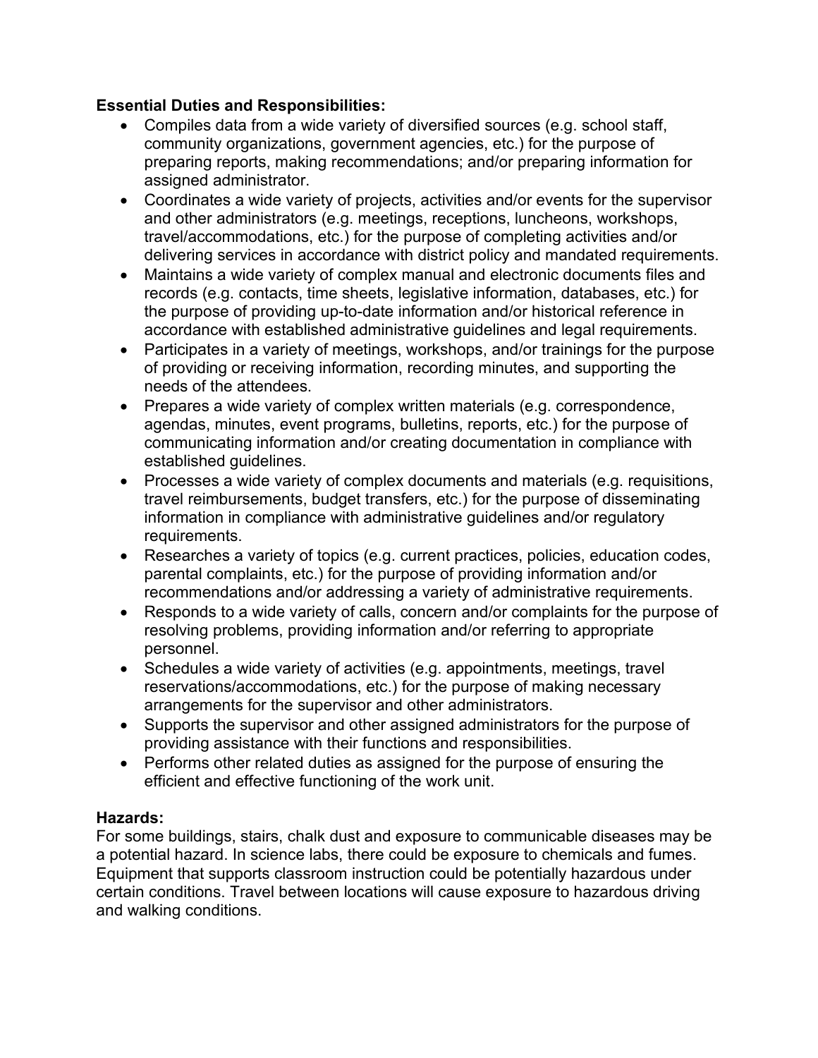**Essential Duties and Responsibilities:**

- Compiles data from a wide variety of diversified sources (e.g. school staff, community organizations, government agencies, etc.) for the purpose of preparing reports, making recommendations; and/or preparing information for assigned administrator.
- Coordinates a wide variety of projects, activities and/or events for the supervisor and other administrators (e.g. meetings, receptions, luncheons, workshops, travel/accommodations, etc.) for the purpose of completing activities and/or delivering services in accordance with district policy and mandated requirements.
- Maintains a wide variety of complex manual and electronic documents files and records (e.g. contacts, time sheets, legislative information, databases, etc.) for the purpose of providing up-to-date information and/or historical reference in accordance with established administrative guidelines and legal requirements.
- Participates in a variety of meetings, workshops, and/or trainings for the purpose of providing or receiving information, recording minutes, and supporting the needs of the attendees.
- Prepares a wide variety of complex written materials (e.g. correspondence, agendas, minutes, event programs, bulletins, reports, etc.) for the purpose of communicating information and/or creating documentation in compliance with established guidelines.
- Processes a wide variety of complex documents and materials (e.g. requisitions, travel reimbursements, budget transfers, etc.) for the purpose of disseminating information in compliance with administrative guidelines and/or regulatory requirements.
- Researches a variety of topics (e.g. current practices, policies, education codes, parental complaints, etc.) for the purpose of providing information and/or recommendations and/or addressing a variety of administrative requirements.
- Responds to a wide variety of calls, concern and/or complaints for the purpose of resolving problems, providing information and/or referring to appropriate personnel.
- Schedules a wide variety of activities (e.g. appointments, meetings, travel reservations/accommodations, etc.) for the purpose of making necessary arrangements for the supervisor and other administrators.
- Supports the supervisor and other assigned administrators for the purpose of providing assistance with their functions and responsibilities.
- Performs other related duties as assigned for the purpose of ensuring the efficient and effective functioning of the work unit.

**Hazards:**

For some buildings, stairs, chalk dust and exposure to communicable diseases may be a potential hazard. In science labs, there could be exposure to chemicals and fumes. Equipment that supports classroom instruction could be potentially hazardous under certain conditions. Travel between locations will cause exposure to hazardous driving and walking conditions.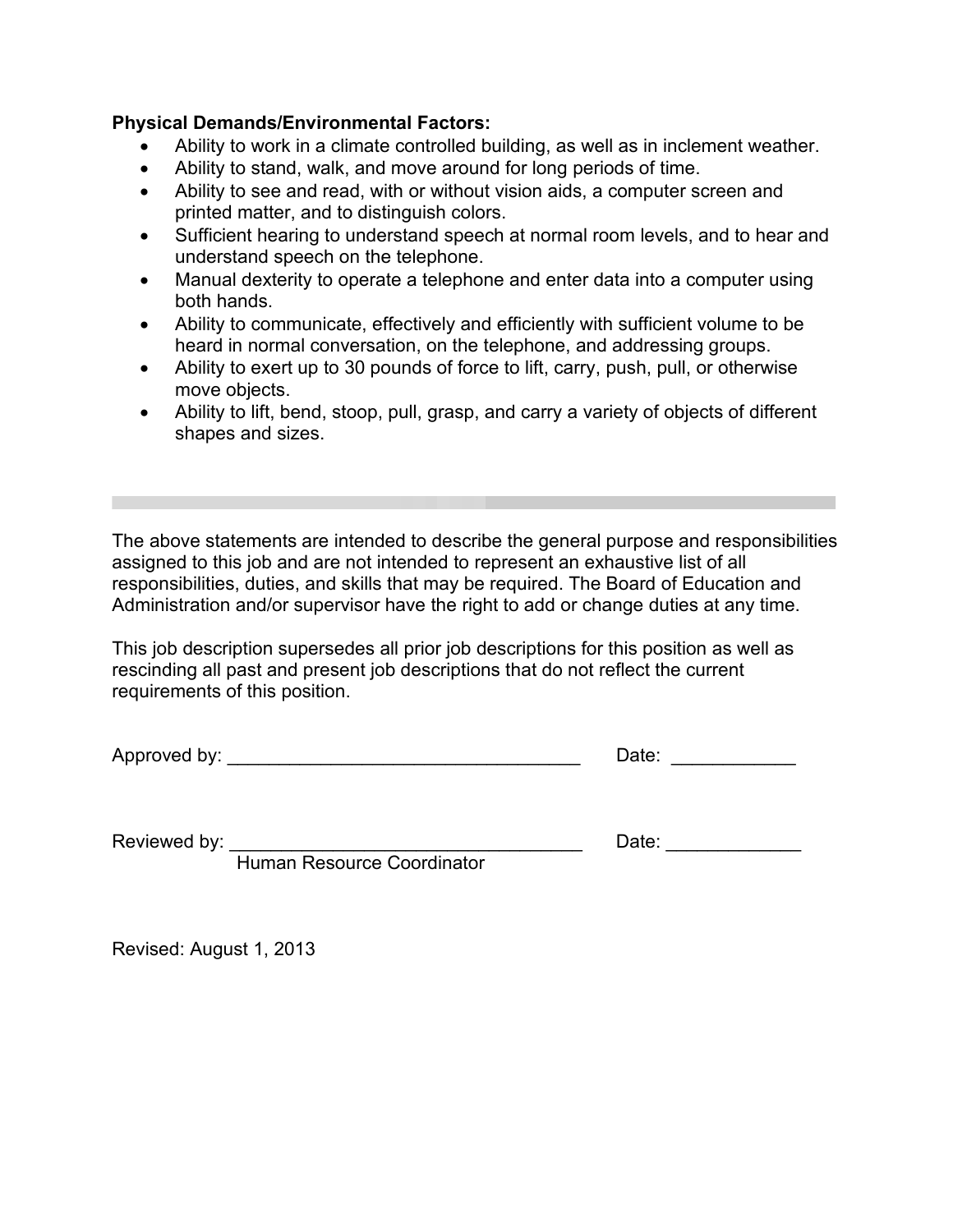**Physical Demands/Environmental Factors:**

- Ability to work in a climate controlled building, as well as in inclement weather.
- Ability to stand, walk, and move around for long periods of time.
- Ability to see and read, with or without vision aids, a computer screen and printed matter, and to distinguish colors.
- Sufficient hearing to understand speech at normal room levels, and to hear and understand speech on the telephone.
- Manual dexterity to operate a telephone and enter data into a computer using both hands.
- Ability to communicate, effectively and efficiently with sufficient volume to be heard in normal conversation, on the telephone, and addressing groups.
- Ability to exert up to 30 pounds of force to lift, carry, push, pull, or otherwise move objects.
- Ability to lift, bend, stoop, pull, grasp, and carry a variety of objects of different shapes and sizes.

---

The above statements are intended to describe the general purpose and responsibilities assigned to this job and are not intended to represent an exhaustive list of all responsibilities, duties, and skills that may be required. The Board of Education and Administration and/or supervisor have the right to add or change duties at any time.

This job description supersedes all prior job descriptions for this position as well as rescinding all past and present job descriptions that do not reflect the current requirements of this position.

Approved by: ___________________________________ Date: ____________

Reviewed by: ___________________________________ Date: _____________
Human Resource Coordinator

Revised: August 1, 2013